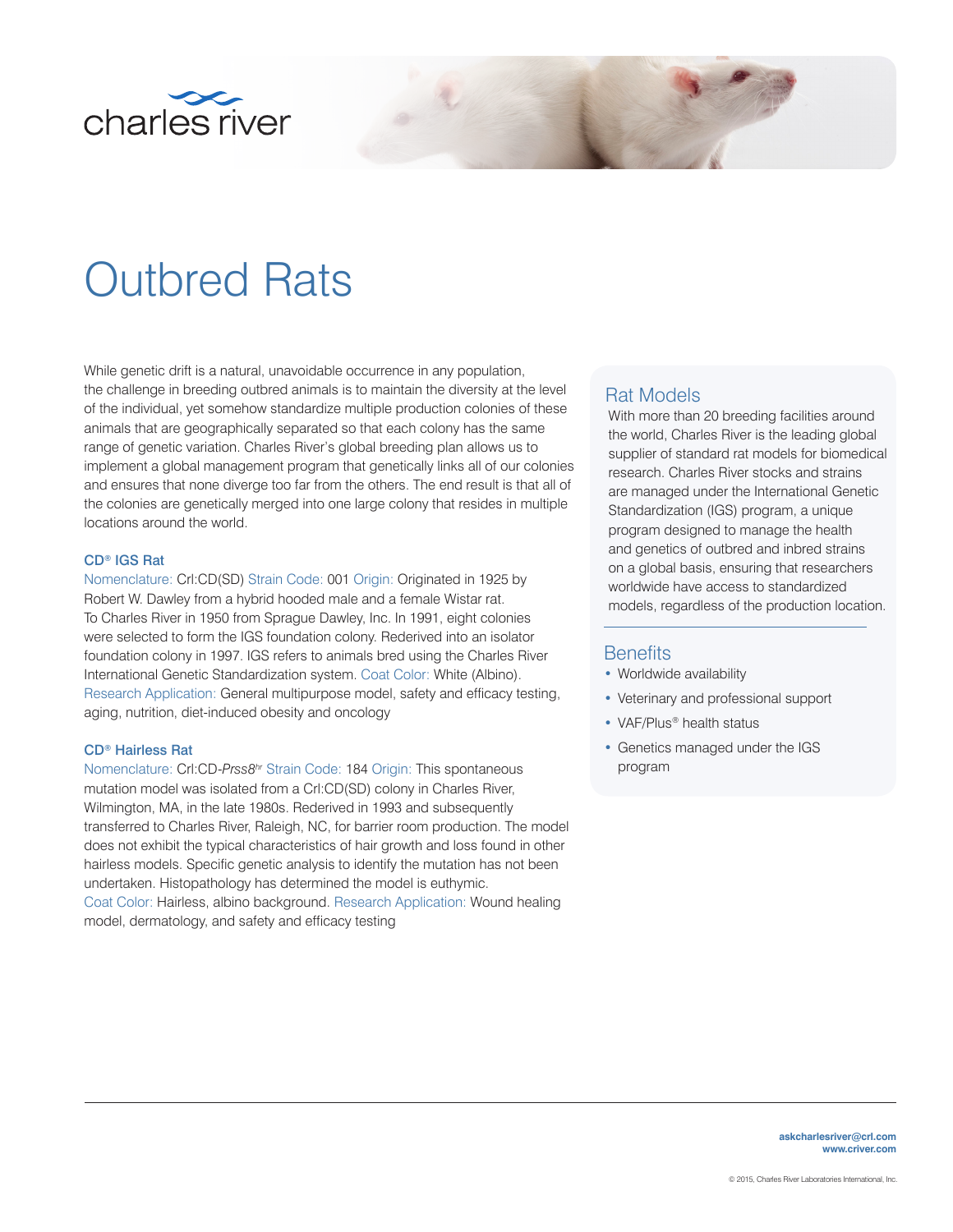charles river

# Outbred Rats

While genetic drift is a natural, unavoidable occurrence in any population, the challenge in breeding outbred animals is to maintain the diversity at the level of the individual, yet somehow standardize multiple production colonies of these animals that are geographically separated so that each colony has the same range of genetic variation. Charles River's global breeding plan allows us to implement a global management program that genetically links all of our colonies and ensures that none diverge too far from the others. The end result is that all of the colonies are genetically merged into one large colony that resides in multiple locations around the world.

### CD® IGS Rat

Nomenclature: Crl:CD(SD) Strain Code: 001 Origin: Originated in 1925 by Robert W. Dawley from a hybrid hooded male and a female Wistar rat. To Charles River in 1950 from Sprague Dawley, Inc. In 1991, eight colonies were selected to form the IGS foundation colony. Rederived into an isolator foundation colony in 1997. IGS refers to animals bred using the Charles River International Genetic Standardization system. Coat Color: White (Albino). Research Application: General multipurpose model, safety and efficacy testing, aging, nutrition, diet-induced obesity and oncology

### CD® Hairless Rat

Nomenclature: Crl:CD-*Prss8*$^{hr}$ Strain Code: 184 Origin: This spontaneous mutation model was isolated from a Crl:CD(SD) colony in Charles River, Wilmington, MA, in the late 1980s. Rederived in 1993 and subsequently transferred to Charles River, Raleigh, NC, for barrier room production. The model does not exhibit the typical characteristics of hair growth and loss found in other hairless models. Specific genetic analysis to identify the mutation has not been undertaken. Histopathology has determined the model is euthymic. Coat Color: Hairless, albino background. Research Application: Wound healing model, dermatology, and safety and efficacy testing

## Rat Models

With more than 20 breeding facilities around the world, Charles River is the leading global supplier of standard rat models for biomedical research. Charles River stocks and strains are managed under the International Genetic Standardization (IGS) program, a unique program designed to manage the health and genetics of outbred and inbred strains on a global basis, ensuring that researchers worldwide have access to standardized models, regardless of the production location.

## Benefits

- Worldwide availability
- Veterinary and professional support
- VAF/Plus® health status
- Genetics managed under the IGS program

askcharlesriver@crl.com
www.criver.com

© 2015, Charles River Laboratories International, Inc.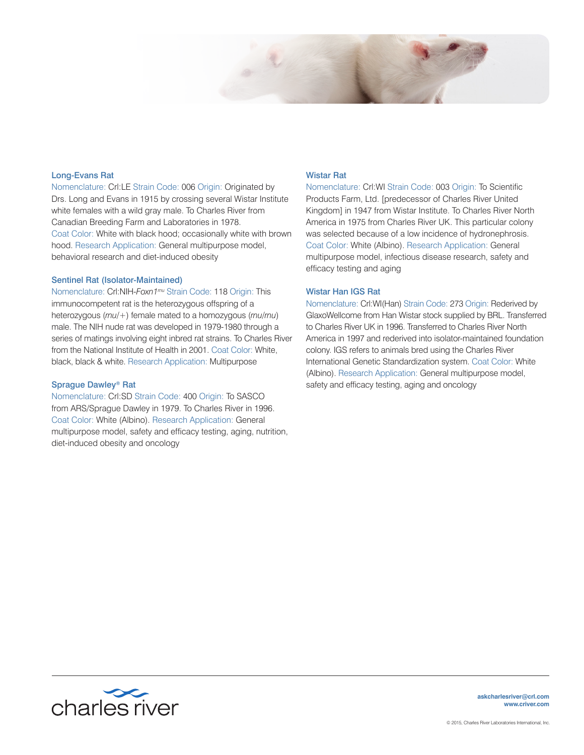### Long-Evans Rat

Nomenclature: Crl:LE Strain Code: 006 Origin: Originated by Drs. Long and Evans in 1915 by crossing several Wistar Institute white females with a wild gray male. To Charles River from Canadian Breeding Farm and Laboratories in 1978. Coat Color: White with black hood; occasionally white with brown hood. Research Application: General multipurpose model, behavioral research and diet-induced obesity

### Sentinel Rat (Isolator-Maintained)

Nomenclature: Crl:NIH-*Foxn1$^{rnu}$* Strain Code: 118 Origin: This immunocompetent rat is the heterozygous offspring of a heterozygous (*rnu*/+) female mated to a homozygous (*rnu*/*rnu*) male. The NIH nude rat was developed in 1979-1980 through a series of matings involving eight inbred rat strains. To Charles River from the National Institute of Health in 2001. Coat Color: White, black, black & white. Research Application: Multipurpose

### Sprague Dawley® Rat

Nomenclature: Crl:SD Strain Code: 400 Origin: To SASCO from ARS/Sprague Dawley in 1979. To Charles River in 1996. Coat Color: White (Albino). Research Application: General multipurpose model, safety and efficacy testing, aging, nutrition, diet-induced obesity and oncology

### Wistar Rat

Nomenclature: Crl:WI Strain Code: 003 Origin: To Scientific Products Farm, Ltd. [predecessor of Charles River United Kingdom] in 1947 from Wistar Institute. To Charles River North America in 1975 from Charles River UK. This particular colony was selected because of a low incidence of hydronephrosis. Coat Color: White (Albino). Research Application: General multipurpose model, infectious disease research, safety and efficacy testing and aging

### Wistar Han IGS Rat

Nomenclature: Crl:WI(Han) Strain Code: 273 Origin: Rederived by GlaxoWellcome from Han Wistar stock supplied by BRL. Transferred to Charles River UK in 1996. Transferred to Charles River North America in 1997 and rederived into isolator-maintained foundation colony. IGS refers to animals bred using the Charles River International Genetic Standardization system. Coat Color: White (Albino). Research Application: General multipurpose model, safety and efficacy testing, aging and oncology

charles river

**askcharlesriver@crl.com**
**www.criver.com**

© 2015, Charles River Laboratories International, Inc.